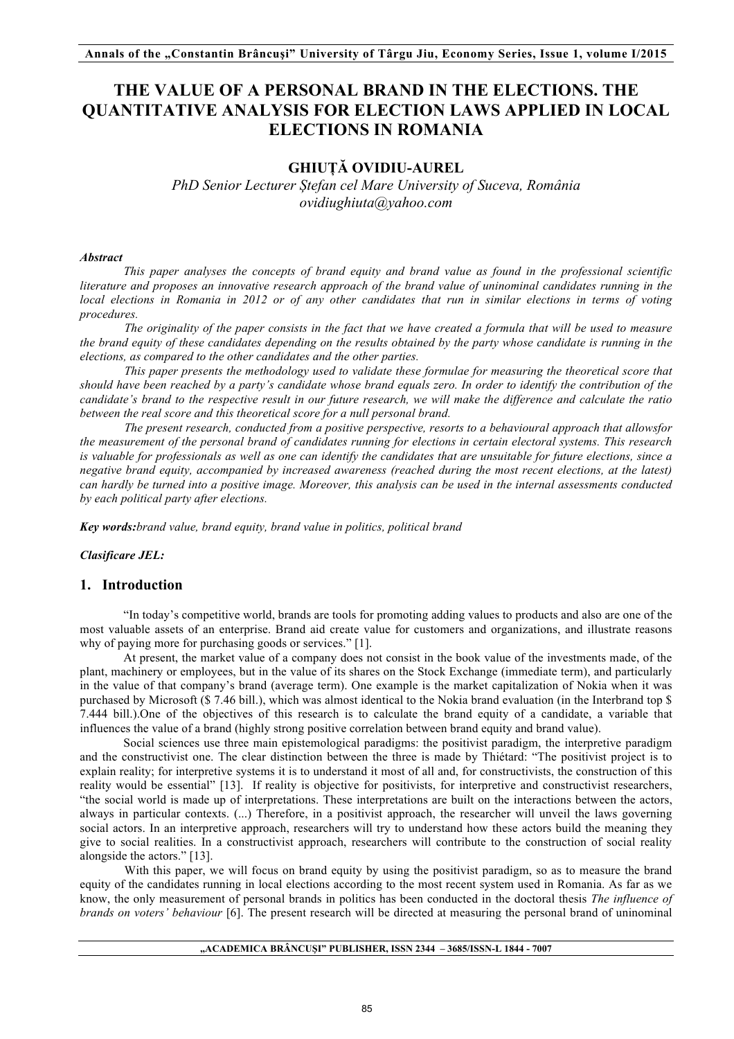# THE VALUE OF A PERSONAL BRAND IN THE ELECTIONS. THE QUANTITATIVE ANALYSIS FOR ELECTION LAWS APPLIED IN LOCAL ELECTIONS IN ROMANIA

**GHIUȚĂ OVIDIU-AUREL**

*PhD Senior Lecturer Ștefan cel Mare University of Suceva, România*
*ovidiughiuta@yahoo.com*

***Abstract***

*This paper analyses the concepts of brand equity and brand value as found in the professional scientific literature and proposes an innovative research approach of the brand value of uninominal candidates running in the local elections in Romania in 2012 or of any other candidates that run in similar elections in terms of voting procedures.*

*The originality of the paper consists in the fact that we have created a formula that will be used to measure the brand equity of these candidates depending on the results obtained by the party whose candidate is running in the elections, as compared to the other candidates and the other parties.*

*This paper presents the methodology used to validate these formulae for measuring the theoretical score that should have been reached by a party's candidate whose brand equals zero. In order to identify the contribution of the candidate's brand to the respective result in our future research, we will make the difference and calculate the ratio between the real score and this theoretical score for a null personal brand.*

*The present research, conducted from a positive perspective, resorts to a behavioural approach that allowsfor the measurement of the personal brand of candidates running for elections in certain electoral systems. This research is valuable for professionals as well as one can identify the candidates that are unsuitable for future elections, since a negative brand equity, accompanied by increased awareness (reached during the most recent elections, at the latest) can hardly be turned into a positive image. Moreover, this analysis can be used in the internal assessments conducted by each political party after elections.*

***Key words:****brand value, brand equity, brand value in politics, political brand*

***Clasificare JEL:***

## 1. Introduction

"In today's competitive world, brands are tools for promoting adding values to products and also are one of the most valuable assets of an enterprise. Brand aid create value for customers and organizations, and illustrate reasons why of paying more for purchasing goods or services." [1].

At present, the market value of a company does not consist in the book value of the investments made, of the plant, machinery or employees, but in the value of its shares on the Stock Exchange (immediate term), and particularly in the value of that company's brand (average term). One example is the market capitalization of Nokia when it was purchased by Microsoft ($ 7.46 bill.), which was almost identical to the Nokia brand evaluation (in the Interbrand top $ 7.444 bill.).One of the objectives of this research is to calculate the brand equity of a candidate, a variable that influences the value of a brand (highly strong positive correlation between brand equity and brand value).

Social sciences use three main epistemological paradigms: the positivist paradigm, the interpretive paradigm and the constructivist one. The clear distinction between the three is made by Thiétard: "The positivist project is to explain reality; for interpretive systems it is to understand it most of all and, for constructivists, the construction of this reality would be essential" [13]. If reality is objective for positivists, for interpretive and constructivist researchers, "the social world is made up of interpretations. These interpretations are built on the interactions between the actors, always in particular contexts. (...) Therefore, in a positivist approach, the researcher will unveil the laws governing social actors. In an interpretive approach, researchers will try to understand how these actors build the meaning they give to social realities. In a constructivist approach, researchers will contribute to the construction of social reality alongside the actors." [13].

With this paper, we will focus on brand equity by using the positivist paradigm, so as to measure the brand equity of the candidates running in local elections according to the most recent system used in Romania. As far as we know, the only measurement of personal brands in politics has been conducted in the doctoral thesis *The influence of brands on voters' behaviour* [6]. The present research will be directed at measuring the personal brand of uninominal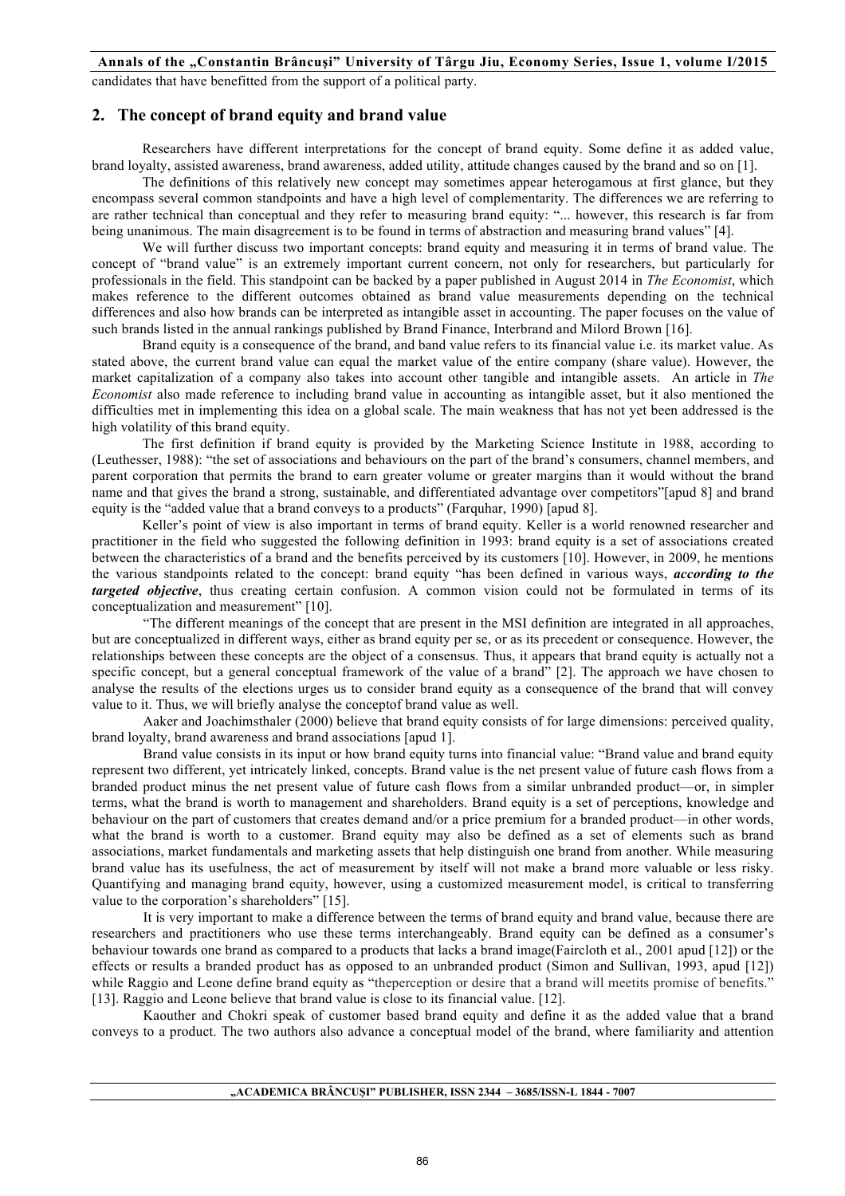candidates that have benefitted from the support of a political party.

## 2. The concept of brand equity and brand value

Researchers have different interpretations for the concept of brand equity. Some define it as added value, brand loyalty, assisted awareness, brand awareness, added utility, attitude changes caused by the brand and so on [1].

The definitions of this relatively new concept may sometimes appear heterogamous at first glance, but they encompass several common standpoints and have a high level of complementarity. The differences we are referring to are rather technical than conceptual and they refer to measuring brand equity: "... however, this research is far from being unanimous. The main disagreement is to be found in terms of abstraction and measuring brand values" [4].

We will further discuss two important concepts: brand equity and measuring it in terms of brand value. The concept of "brand value" is an extremely important current concern, not only for researchers, but particularly for professionals in the field. This standpoint can be backed by a paper published in August 2014 in *The Economist*, which makes reference to the different outcomes obtained as brand value measurements depending on the technical differences and also how brands can be interpreted as intangible asset in accounting. The paper focuses on the value of such brands listed in the annual rankings published by Brand Finance, Interbrand and Milord Brown [16].

Brand equity is a consequence of the brand, and band value refers to its financial value i.e. its market value. As stated above, the current brand value can equal the market value of the entire company (share value). However, the market capitalization of a company also takes into account other tangible and intangible assets. An article in *The Economist* also made reference to including brand value in accounting as intangible asset, but it also mentioned the difficulties met in implementing this idea on a global scale. The main weakness that has not yet been addressed is the high volatility of this brand equity.

The first definition if brand equity is provided by the Marketing Science Institute in 1988, according to (Leuthesser, 1988): "the set of associations and behaviours on the part of the brand's consumers, channel members, and parent corporation that permits the brand to earn greater volume or greater margins than it would without the brand name and that gives the brand a strong, sustainable, and differentiated advantage over competitors"[apud 8] and brand equity is the "added value that a brand conveys to a products" (Farquhar, 1990) [apud 8].

Keller's point of view is also important in terms of brand equity. Keller is a world renowned researcher and practitioner in the field who suggested the following definition in 1993: brand equity is a set of associations created between the characteristics of a brand and the benefits perceived by its customers [10]. However, in 2009, he mentions the various standpoints related to the concept: brand equity "has been defined in various ways, ***according to the targeted objective***, thus creating certain confusion. A common vision could not be formulated in terms of its conceptualization and measurement" [10].

"The different meanings of the concept that are present in the MSI definition are integrated in all approaches, but are conceptualized in different ways, either as brand equity per se, or as its precedent or consequence. However, the relationships between these concepts are the object of a consensus. Thus, it appears that brand equity is actually not a specific concept, but a general conceptual framework of the value of a brand" [2]. The approach we have chosen to analyse the results of the elections urges us to consider brand equity as a consequence of the brand that will convey value to it. Thus, we will briefly analyse the conceptof brand value as well.

Aaker and Joachimsthaler (2000) believe that brand equity consists of for large dimensions: perceived quality, brand loyalty, brand awareness and brand associations [apud 1].

Brand value consists in its input or how brand equity turns into financial value: "Brand value and brand equity represent two different, yet intricately linked, concepts. Brand value is the net present value of future cash flows from a branded product minus the net present value of future cash flows from a similar unbranded product—or, in simpler terms, what the brand is worth to management and shareholders. Brand equity is a set of perceptions, knowledge and behaviour on the part of customers that creates demand and/or a price premium for a branded product—in other words, what the brand is worth to a customer. Brand equity may also be defined as a set of elements such as brand associations, market fundamentals and marketing assets that help distinguish one brand from another. While measuring brand value has its usefulness, the act of measurement by itself will not make a brand more valuable or less risky. Quantifying and managing brand equity, however, using a customized measurement model, is critical to transferring value to the corporation's shareholders" [15].

It is very important to make a difference between the terms of brand equity and brand value, because there are researchers and practitioners who use these terms interchangeably. Brand equity can be defined as a consumer's behaviour towards one brand as compared to a products that lacks a brand image(Faircloth et al., 2001 apud [12]) or the effects or results a branded product has as opposed to an unbranded product (Simon and Sullivan, 1993, apud [12]) while Raggio and Leone define brand equity as "theperception or desire that a brand will meetits promise of benefits." [13]. Raggio and Leone believe that brand value is close to its financial value. [12].

Kaouther and Chokri speak of customer based brand equity and define it as the added value that a brand conveys to a product. The two authors also advance a conceptual model of the brand, where familiarity and attention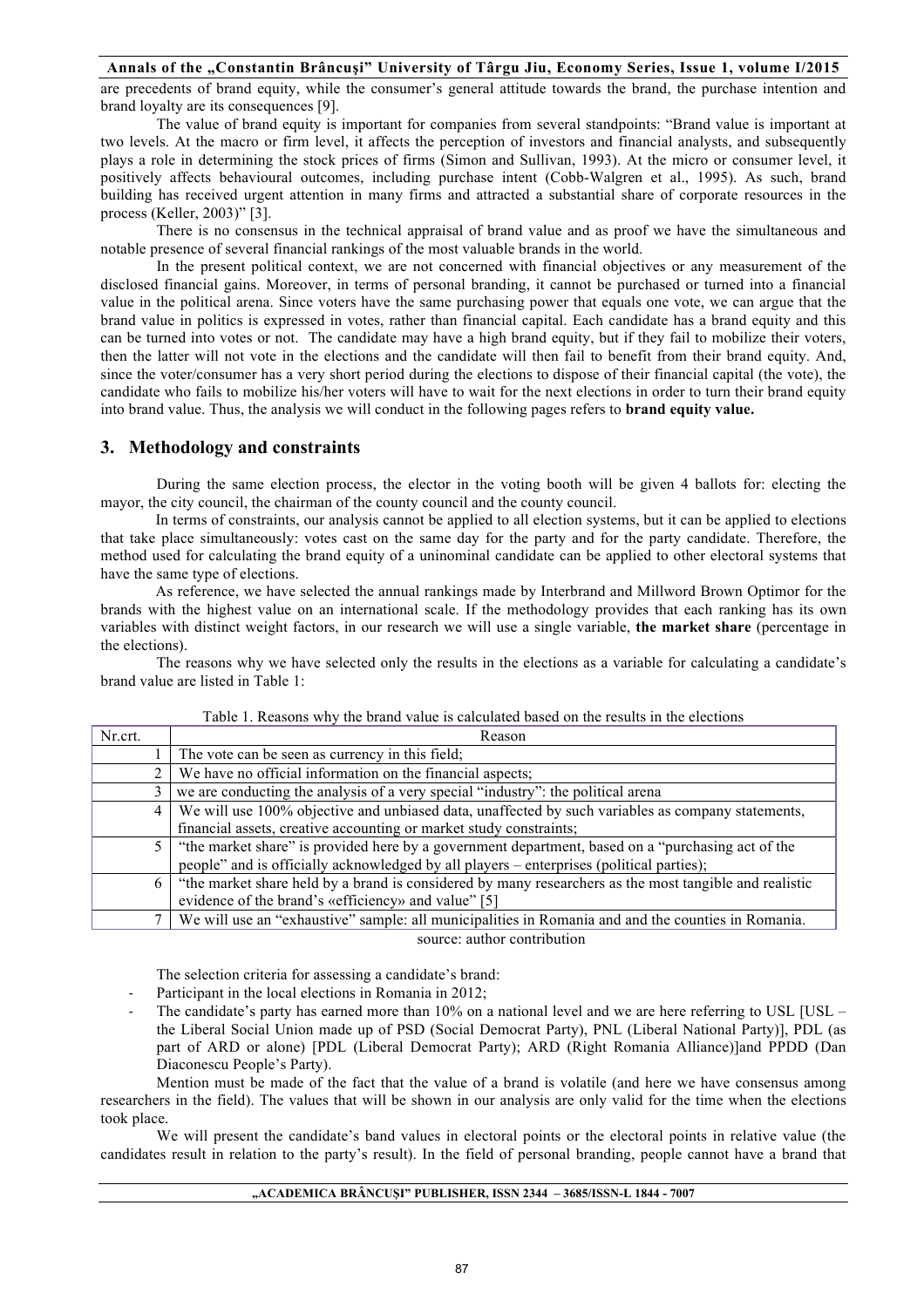are precedents of brand equity, while the consumer's general attitude towards the brand, the purchase intention and brand loyalty are its consequences [9].

The value of brand equity is important for companies from several standpoints: "Brand value is important at two levels. At the macro or firm level, it affects the perception of investors and financial analysts, and subsequently plays a role in determining the stock prices of firms (Simon and Sullivan, 1993). At the micro or consumer level, it positively affects behavioural outcomes, including purchase intent (Cobb-Walgren et al., 1995). As such, brand building has received urgent attention in many firms and attracted a substantial share of corporate resources in the process (Keller, 2003)" [3].

There is no consensus in the technical appraisal of brand value and as proof we have the simultaneous and notable presence of several financial rankings of the most valuable brands in the world.

In the present political context, we are not concerned with financial objectives or any measurement of the disclosed financial gains. Moreover, in terms of personal branding, it cannot be purchased or turned into a financial value in the political arena. Since voters have the same purchasing power that equals one vote, we can argue that the brand value in politics is expressed in votes, rather than financial capital. Each candidate has a brand equity and this can be turned into votes or not. The candidate may have a high brand equity, but if they fail to mobilize their voters, then the latter will not vote in the elections and the candidate will then fail to benefit from their brand equity. And, since the voter/consumer has a very short period during the elections to dispose of their financial capital (the vote), the candidate who fails to mobilize his/her voters will have to wait for the next elections in order to turn their brand equity into brand value. Thus, the analysis we will conduct in the following pages refers to **brand equity value.**

## 3. Methodology and constraints

During the same election process, the elector in the voting booth will be given 4 ballots for: electing the mayor, the city council, the chairman of the county council and the county council.

In terms of constraints, our analysis cannot be applied to all election systems, but it can be applied to elections that take place simultaneously: votes cast on the same day for the party and for the party candidate. Therefore, the method used for calculating the brand equity of a uninominal candidate can be applied to other electoral systems that have the same type of elections.

As reference, we have selected the annual rankings made by Interbrand and Millword Brown Optimor for the brands with the highest value on an international scale. If the methodology provides that each ranking has its own variables with distinct weight factors, in our research we will use a single variable, **the market share** (percentage in the elections).

The reasons why we have selected only the results in the elections as a variable for calculating a candidate's brand value are listed in Table 1:

Table 1. Reasons why the brand value is calculated based on the results in the elections

| Nr.crt. | Reason |
|---|---|
| 1 | The vote can be seen as currency in this field; |
| 2 | We have no official information on the financial aspects; |
| 3 | we are conducting the analysis of a very special "industry": the political arena |
| 4 | We will use 100% objective and unbiased data, unaffected by such variables as company statements, financial assets, creative accounting or market study constraints; |
| 5 | "the market share" is provided here by a government department, based on a "purchasing act of the people" and is officially acknowledged by all players – enterprises (political parties); |
| 6 | "the market share held by a brand is considered by many researchers as the most tangible and realistic evidence of the brand's «efficiency» and value" [5] |
| 7 | We will use an "exhaustive" sample: all municipalities in Romania and and the counties in Romania. |

source: author contribution

The selection criteria for assessing a candidate's brand:

- Participant in the local elections in Romania in 2012;
- The candidate's party has earned more than 10% on a national level and we are here referring to USL [USL – the Liberal Social Union made up of PSD (Social Democrat Party), PNL (Liberal National Party)], PDL (as part of ARD or alone) [PDL (Liberal Democrat Party); ARD (Right Romania Alliance)]and PPDD (Dan Diaconescu People's Party).

Mention must be made of the fact that the value of a brand is volatile (and here we have consensus among researchers in the field). The values that will be shown in our analysis are only valid for the time when the elections took place.

We will present the candidate's band values in electoral points or the electoral points in relative value (the candidates result in relation to the party's result). In the field of personal branding, people cannot have a brand that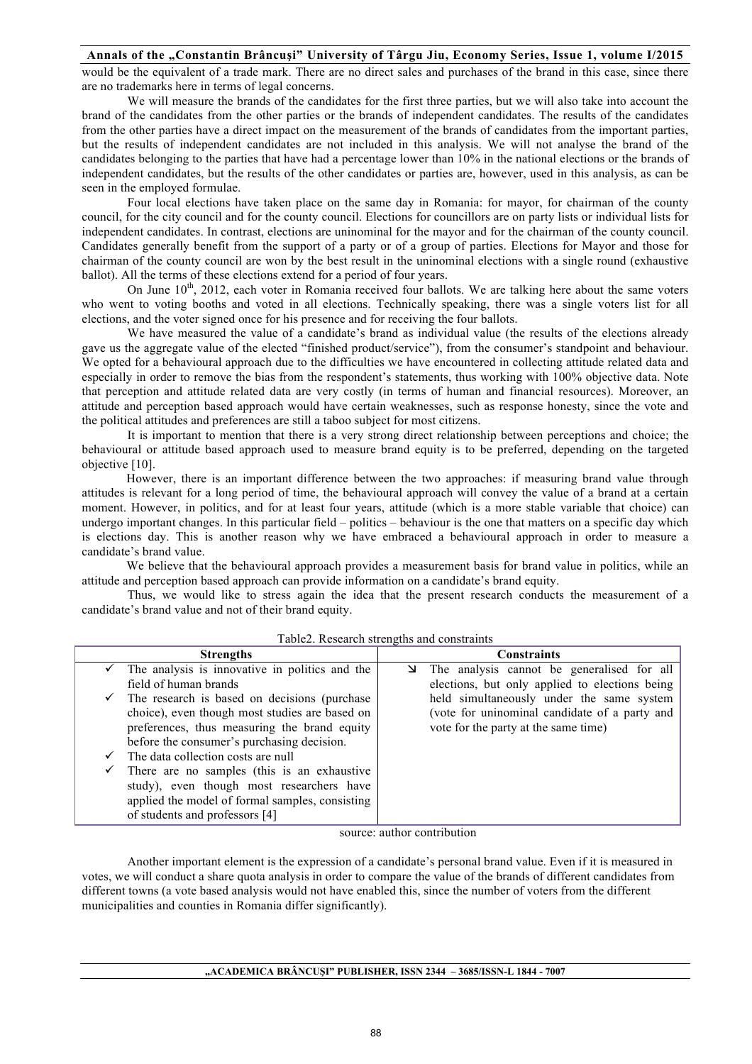would be the equivalent of a trade mark. There are no direct sales and purchases of the brand in this case, since there are no trademarks here in terms of legal concerns.

We will measure the brands of the candidates for the first three parties, but we will also take into account the brand of the candidates from the other parties or the brands of independent candidates. The results of the candidates from the other parties have a direct impact on the measurement of the brands of candidates from the important parties, but the results of independent candidates are not included in this analysis. We will not analyse the brand of the candidates belonging to the parties that have had a percentage lower than 10% in the national elections or the brands of independent candidates, but the results of the other candidates or parties are, however, used in this analysis, as can be seen in the employed formulae.

Four local elections have taken place on the same day in Romania: for mayor, for chairman of the county council, for the city council and for the county council. Elections for councillors are on party lists or individual lists for independent candidates. In contrast, elections are uninominal for the mayor and for the chairman of the county council. Candidates generally benefit from the support of a party or of a group of parties. Elections for Mayor and those for chairman of the county council are won by the best result in the uninominal elections with a single round (exhaustive ballot). All the terms of these elections extend for a period of four years.

On June 10th, 2012, each voter in Romania received four ballots. We are talking here about the same voters who went to voting booths and voted in all elections. Technically speaking, there was a single voters list for all elections, and the voter signed once for his presence and for receiving the four ballots.

We have measured the value of a candidate's brand as individual value (the results of the elections already gave us the aggregate value of the elected "finished product/service"), from the consumer's standpoint and behaviour. We opted for a behavioural approach due to the difficulties we have encountered in collecting attitude related data and especially in order to remove the bias from the respondent's statements, thus working with 100% objective data. Note that perception and attitude related data are very costly (in terms of human and financial resources). Moreover, an attitude and perception based approach would have certain weaknesses, such as response honesty, since the vote and the political attitudes and preferences are still a taboo subject for most citizens.

It is important to mention that there is a very strong direct relationship between perceptions and choice; the behavioural or attitude based approach used to measure brand equity is to be preferred, depending on the targeted objective [10].

However, there is an important difference between the two approaches: if measuring brand value through attitudes is relevant for a long period of time, the behavioural approach will convey the value of a brand at a certain moment. However, in politics, and for at least four years, attitude (which is a more stable variable that choice) can undergo important changes. In this particular field – politics – behaviour is the one that matters on a specific day which is elections day. This is another reason why we have embraced a behavioural approach in order to measure a candidate's brand value.

We believe that the behavioural approach provides a measurement basis for brand value in politics, while an attitude and perception based approach can provide information on a candidate's brand equity.

Thus, we would like to stress again the idea that the present research conducts the measurement of a candidate's brand value and not of their brand equity.

Table2. Research strengths and constraints

| Strengths | Constraints |
|---|---|
| ✓ The analysis is innovative in politics and the field of human brands<br>✓ The research is based on decisions (purchase choice), even though most studies are based on preferences, thus measuring the brand equity before the consumer's purchasing decision.<br>✓ The data collection costs are null<br>✓ There are no samples (this is an exhaustive study), even though most researchers have applied the model of formal samples, consisting of students and professors [4] | ↘ The analysis cannot be generalised for all elections, but only applied to elections being held simultaneously under the same system (vote for uninominal candidate of a party and vote for the party at the same time) |

source: author contribution

Another important element is the expression of a candidate's personal brand value. Even if it is measured in votes, we will conduct a share quota analysis in order to compare the value of the brands of different candidates from different towns (a vote based analysis would not have enabled this, since the number of voters from the different municipalities and counties in Romania differ significantly).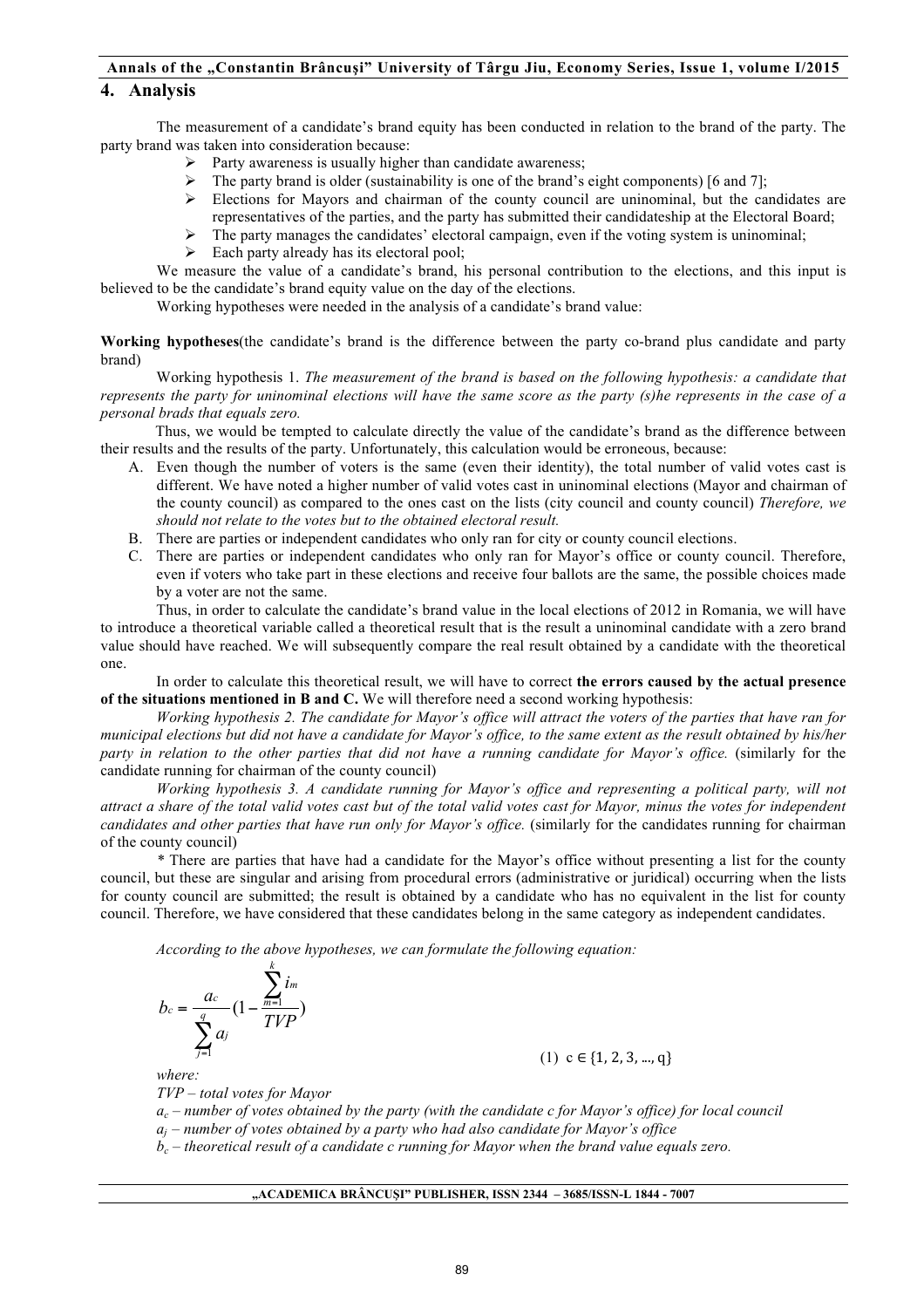## 4. Analysis

The measurement of a candidate's brand equity has been conducted in relation to the brand of the party. The party brand was taken into consideration because:

- Party awareness is usually higher than candidate awareness;
- The party brand is older (sustainability is one of the brand's eight components) [6 and 7];
- Elections for Mayors and chairman of the county council are uninominal, but the candidates are representatives of the parties, and the party has submitted their candidateship at the Electoral Board;
- The party manages the candidates' electoral campaign, even if the voting system is uninominal;
- Each party already has its electoral pool;

We measure the value of a candidate's brand, his personal contribution to the elections, and this input is believed to be the candidate's brand equity value on the day of the elections.

Working hypotheses were needed in the analysis of a candidate's brand value:

**Working hypotheses**(the candidate's brand is the difference between the party co-brand plus candidate and party brand)

Working hypothesis 1. *The measurement of the brand is based on the following hypothesis: a candidate that represents the party for uninominal elections will have the same score as the party (s)he represents in the case of a personal brads that equals zero.*

Thus, we would be tempted to calculate directly the value of the candidate's brand as the difference between their results and the results of the party. Unfortunately, this calculation would be erroneous, because:

A. Even though the number of voters is the same (even their identity), the total number of valid votes cast is different. We have noted a higher number of valid votes cast in uninominal elections (Mayor and chairman of the county council) as compared to the ones cast on the lists (city council and county council) *Therefore, we should not relate to the votes but to the obtained electoral result.*
B. There are parties or independent candidates who only ran for city or county council elections.
C. There are parties or independent candidates who only ran for Mayor's office or county council. Therefore, even if voters who take part in these elections and receive four ballots are the same, the possible choices made by a voter are not the same.

Thus, in order to calculate the candidate's brand value in the local elections of 2012 in Romania, we will have to introduce a theoretical variable called a theoretical result that is the result a uninominal candidate with a zero brand value should have reached. We will subsequently compare the real result obtained by a candidate with the theoretical one.

In order to calculate this theoretical result, we will have to correct **the errors caused by the actual presence of the situations mentioned in B and C.** We will therefore need a second working hypothesis:

*Working hypothesis 2. The candidate for Mayor's office will attract the voters of the parties that have ran for municipal elections but did not have a candidate for Mayor's office, to the same extent as the result obtained by his/her party in relation to the other parties that did not have a running candidate for Mayor's office.* (similarly for the candidate running for chairman of the county council)

*Working hypothesis 3. A candidate running for Mayor's office and representing a political party, will not attract a share of the total valid votes cast but of the total valid votes cast for Mayor, minus the votes for independent candidates and other parties that have run only for Mayor's office.* (similarly for the candidates running for chairman of the county council)

\* There are parties that have had a candidate for the Mayor's office without presenting a list for the county council, but these are singular and arising from procedural errors (administrative or juridical) occurring when the lists for county council are submitted; the result is obtained by a candidate who has no equivalent in the list for county council. Therefore, we have considered that these candidates belong in the same category as independent candidates.

*According to the above hypotheses, we can formulate the following equation:*

$$b_c = \frac{a_c}{\sum_{j=1}^{q} a_j}\left(1 - \frac{\sum_{m=1}^{k} i_m}{TVP}\right) \qquad (1)\ c \in \{1, 2, 3, \ldots, q\}$$

*where:*

*TVP – total votes for Mayor*

*$a_c$ – number of votes obtained by the party (with the candidate c for Mayor's office) for local council*

*$a_j$ – number of votes obtained by a party who had also candidate for Mayor's office*

*$b_c$ – theoretical result of a candidate c running for Mayor when the brand value equals zero.*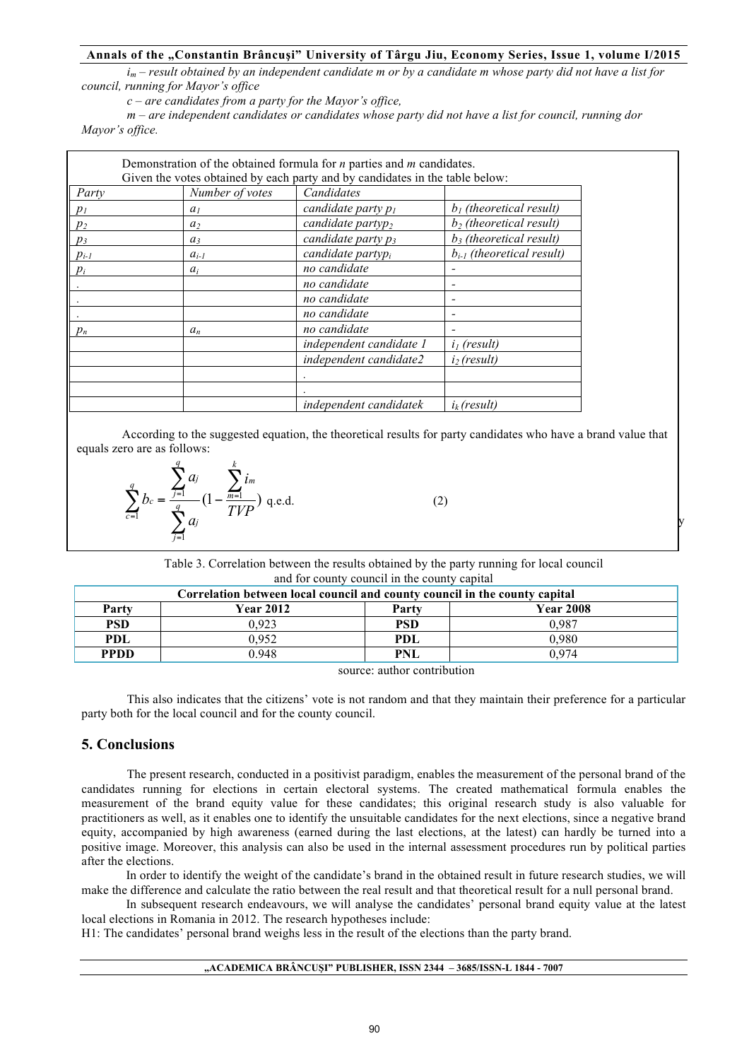$i_m$ – *result obtained by an independent candidate m or by a candidate m whose party did not have a list for council, running for Mayor's office*

*c – are candidates from a party for the Mayor's office,*

*m – are independent candidates or candidates whose party did not have a list for council, running dor Mayor's office.*

Demonstration of the obtained formula for *n* parties and *m* candidates.

Given the votes obtained by each party and by candidates in the table below:

| *Party* | *Number of votes* | *Candidates* | |
|---|---|---|---|
| $p_1$ | $a_1$ | *candidate party* $p_1$ | $b_1$ *(theoretical result)* |
| $p_2$ | $a_2$ | *candidate partyp*$_2$ | $b_2$ *(theoretical result)* |
| $p_3$ | $a_3$ | *candidate party* $p_3$ | $b_3$ *(theoretical result)* |
| $p_{i-1}$ | $a_{i-1}$ | *candidate partyp*$_i$ | $b_{i-1}$ *(theoretical result)* |
| $p_i$ | $a_i$ | *no candidate* | - |
| . | | *no candidate* | - |
| . | | *no candidate* | - |
| . | | *no candidate* | - |
| $p_n$ | $a_n$ | *no candidate* | - |
| | | *independent candidate 1* | $i_1$ *(result)* |
| | | *independent candidate2* | $i_2$ *(result)* |
| | | . | |
| | | . | |
| | | *independent candidatek* | $i_k$ *(result)* |

According to the suggested equation, the theoretical results for party candidates who have a brand value that equals zero are as follows:

$$\sum_{c=1}^{q} b_c = \frac{\sum_{j=1}^{q} a_j}{\sum_{j=1}^{q} a_j}\left(1 - \frac{\sum_{m=1}^{k} i_m}{TVP}\right) \text{ q.e.d.} \qquad (2)$$

Table 3. Correlation between the results obtained by the party running for local council and for county council in the county capital

| Correlation between local council and county council in the county capital | | | |
|---|---|---|---|
| **Party** | **Year 2012** | **Party** | **Year 2008** |
| **PSD** | 0,923 | **PSD** | 0,987 |
| **PDL** | 0,952 | **PDL** | 0,980 |
| **PPDD** | 0.948 | **PNL** | 0,974 |

source: author contribution

This also indicates that the citizens' vote is not random and that they maintain their preference for a particular party both for the local council and for the county council.

## 5. Conclusions

The present research, conducted in a positivist paradigm, enables the measurement of the personal brand of the candidates running for elections in certain electoral systems. The created mathematical formula enables the measurement of the brand equity value for these candidates; this original research study is also valuable for practitioners as well, as it enables one to identify the unsuitable candidates for the next elections, since a negative brand equity, accompanied by high awareness (earned during the last elections, at the latest) can hardly be turned into a positive image. Moreover, this analysis can also be used in the internal assessment procedures run by political parties after the elections.

In order to identify the weight of the candidate's brand in the obtained result in future research studies, we will make the difference and calculate the ratio between the real result and that theoretical result for a null personal brand.

In subsequent research endeavours, we will analyse the candidates' personal brand equity value at the latest local elections in Romania in 2012. The research hypotheses include:

H1: The candidates' personal brand weighs less in the result of the elections than the party brand.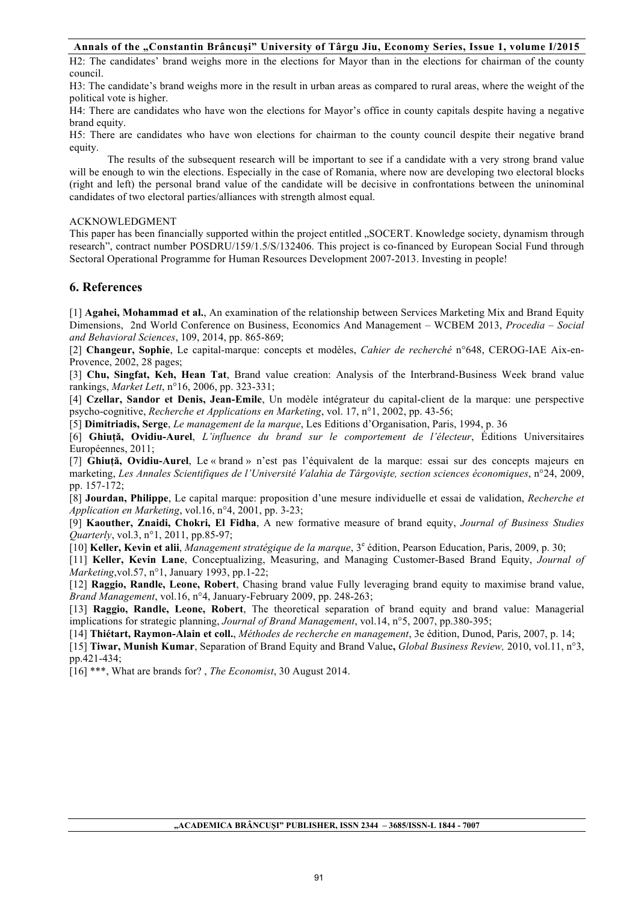H2: The candidates' brand weighs more in the elections for Mayor than in the elections for chairman of the county council.

H3: The candidate's brand weighs more in the result in urban areas as compared to rural areas, where the weight of the political vote is higher.

H4: There are candidates who have won the elections for Mayor's office in county capitals despite having a negative brand equity.

H5: There are candidates who have won elections for chairman to the county council despite their negative brand equity.

The results of the subsequent research will be important to see if a candidate with a very strong brand value will be enough to win the elections. Especially in the case of Romania, where now are developing two electoral blocks (right and left) the personal brand value of the candidate will be decisive in confrontations between the uninominal candidates of two electoral parties/alliances with strength almost equal.

ACKNOWLEDGMENT

This paper has been financially supported within the project entitled „SOCERT. Knowledge society, dynamism through research", contract number POSDRU/159/1.5/S/132406. This project is co-financed by European Social Fund through Sectoral Operational Programme for Human Resources Development 2007-2013. Investing in people!

## 6. References

[1] **Agahei, Mohammad et al.**, An examination of the relationship between Services Marketing Mix and Brand Equity Dimensions, 2nd World Conference on Business, Economics And Management – WCBEM 2013, *Procedia – Social and Behavioral Sciences*, 109, 2014, pp. 865-869;

[2] **Changeur, Sophie**, Le capital-marque: concepts et modèles, *Cahier de recherché* n°648, CEROG-IAE Aix-en-Provence, 2002, 28 pages;

[3] **Chu, Singfat, Keh, Hean Tat**, Brand value creation: Analysis of the Interbrand-Business Week brand value rankings, *Market Lett*, n°16, 2006, pp. 323-331;

[4] **Czellar, Sandor et Denis, Jean-Emile**, Un modèle intégrateur du capital-client de la marque: une perspective psycho-cognitive, *Recherche et Applications en Marketing*, vol. 17, n°1, 2002, pp. 43-56;

[5] **Dimitriadis, Serge**, *Le management de la marque*, Les Editions d'Organisation, Paris, 1994, p. 36

[6] **Ghiuță, Ovidiu-Aurel**, *L'influence du brand sur le comportement de l'électeur*, Éditions Universitaires Européennes, 2011;

[7] **Ghiuță, Ovidiu-Aurel**, Le « brand » n'est pas l'équivalent de la marque: essai sur des concepts majeurs en marketing, *Les Annales Scientifiques de l'Université Valahia de Târgovişte, section sciences économiques*, n°24, 2009, pp. 157-172;

[8] **Jourdan, Philippe**, Le capital marque: proposition d'une mesure individuelle et essai de validation, *Recherche et Application en Marketing*, vol.16, n°4, 2001, pp. 3-23;

[9] **Kaouther, Znaidi, Chokri, El Fidha**, A new formative measure of brand equity, *Journal of Business Studies Quarterly*, vol.3, n°1, 2011, pp.85-97;

[10] **Keller, Kevin et alii**, *Management stratégique de la marque*, 3e édition, Pearson Education, Paris, 2009, p. 30;

[11] **Keller, Kevin Lane**, Conceptualizing, Measuring, and Managing Customer-Based Brand Equity, *Journal of Marketing*,vol.57, n°1, January 1993, pp.1-22;

[12] **Raggio, Randle, Leone, Robert**, Chasing brand value Fully leveraging brand equity to maximise brand value, *Brand Management*, vol.16, n°4, January-February 2009, pp. 248-263;

[13] **Raggio, Randle, Leone, Robert**, The theoretical separation of brand equity and brand value: Managerial implications for strategic planning, *Journal of Brand Management*, vol.14, n°5, 2007, pp.380-395;

[14] **Thiétart, Raymon-Alain et coll.**, *Méthodes de recherche en management*, 3e édition, Dunod, Paris, 2007, p. 14;

[15] **Tiwar, Munish Kumar**, Separation of Brand Equity and Brand Value**,** *Global Business Review,* 2010, vol.11, n°3, pp.421-434;

[16] ***, What are brands for? , *The Economist*, 30 August 2014.